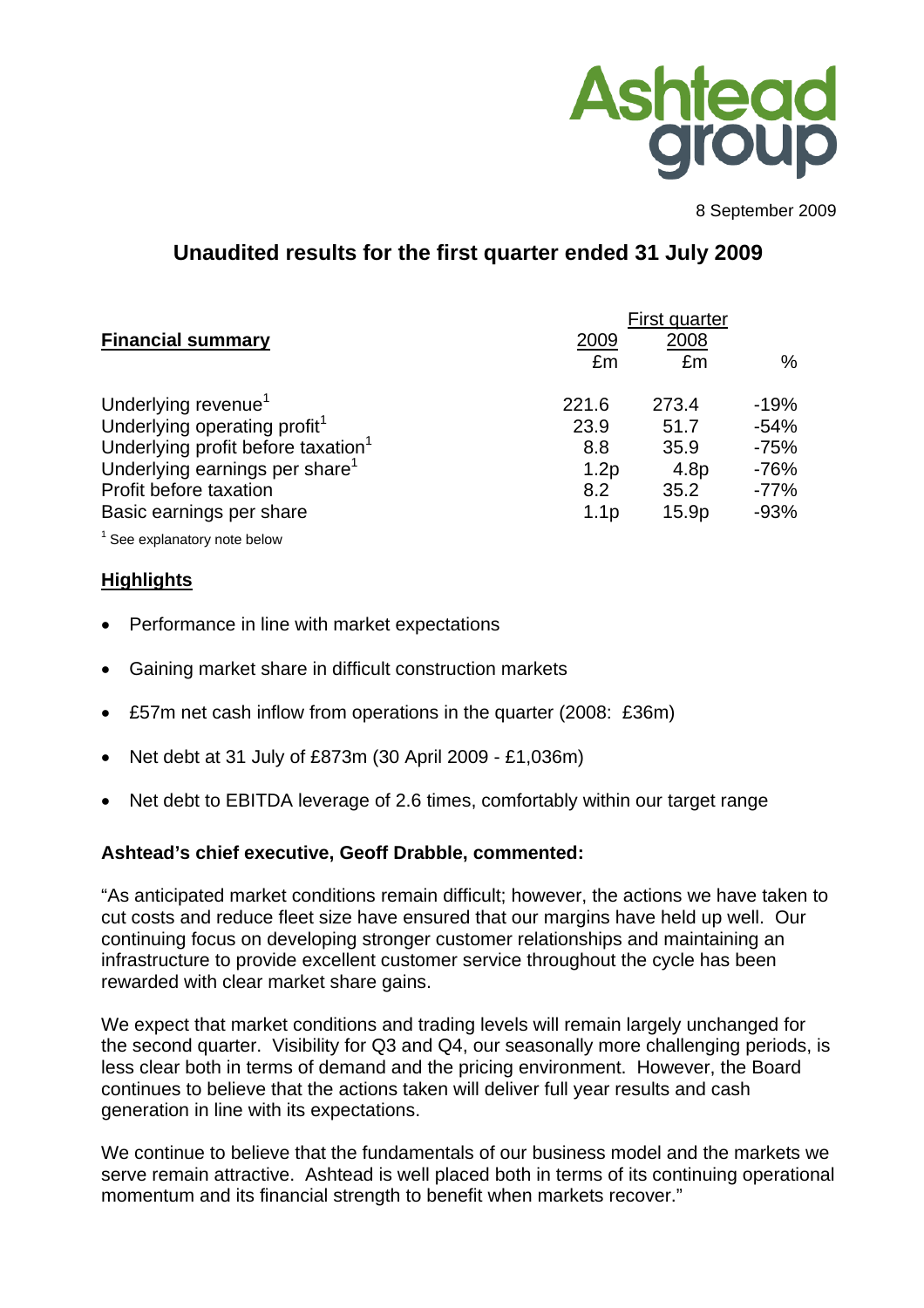Ashtead group

8 September 2009

## Unaudited results for the first quarter ended 31 July 2009

| **Financial summary** | First quarter | | |
|---|---|---|---|
| | 2009 | 2008 | |
| | £m | £m | % |
| Underlying revenue[1] | 221.6 | 273.4 | -19% |
| Underlying operating profit[1] | 23.9 | 51.7 | -54% |
| Underlying profit before taxation[1] | 8.8 | 35.9 | -75% |
| Underlying earnings per share[1] | 1.2p | 4.8p | -76% |
| Profit before taxation | 8.2 | 35.2 | -77% |
| Basic earnings per share | 1.1p | 15.9p | -93% |

[1] See explanatory note below

### Highlights

- Performance in line with market expectations
- Gaining market share in difficult construction markets
- £57m net cash inflow from operations in the quarter (2008: £36m)
- Net debt at 31 July of £873m (30 April 2009 - £1,036m)
- Net debt to EBITDA leverage of 2.6 times, comfortably within our target range

**Ashtead's chief executive, Geoff Drabble, commented:**

"As anticipated market conditions remain difficult; however, the actions we have taken to cut costs and reduce fleet size have ensured that our margins have held up well. Our continuing focus on developing stronger customer relationships and maintaining an infrastructure to provide excellent customer service throughout the cycle has been rewarded with clear market share gains.

We expect that market conditions and trading levels will remain largely unchanged for the second quarter. Visibility for Q3 and Q4, our seasonally more challenging periods, is less clear both in terms of demand and the pricing environment. However, the Board continues to believe that the actions taken will deliver full year results and cash generation in line with its expectations.

We continue to believe that the fundamentals of our business model and the markets we serve remain attractive. Ashtead is well placed both in terms of its continuing operational momentum and its financial strength to benefit when markets recover."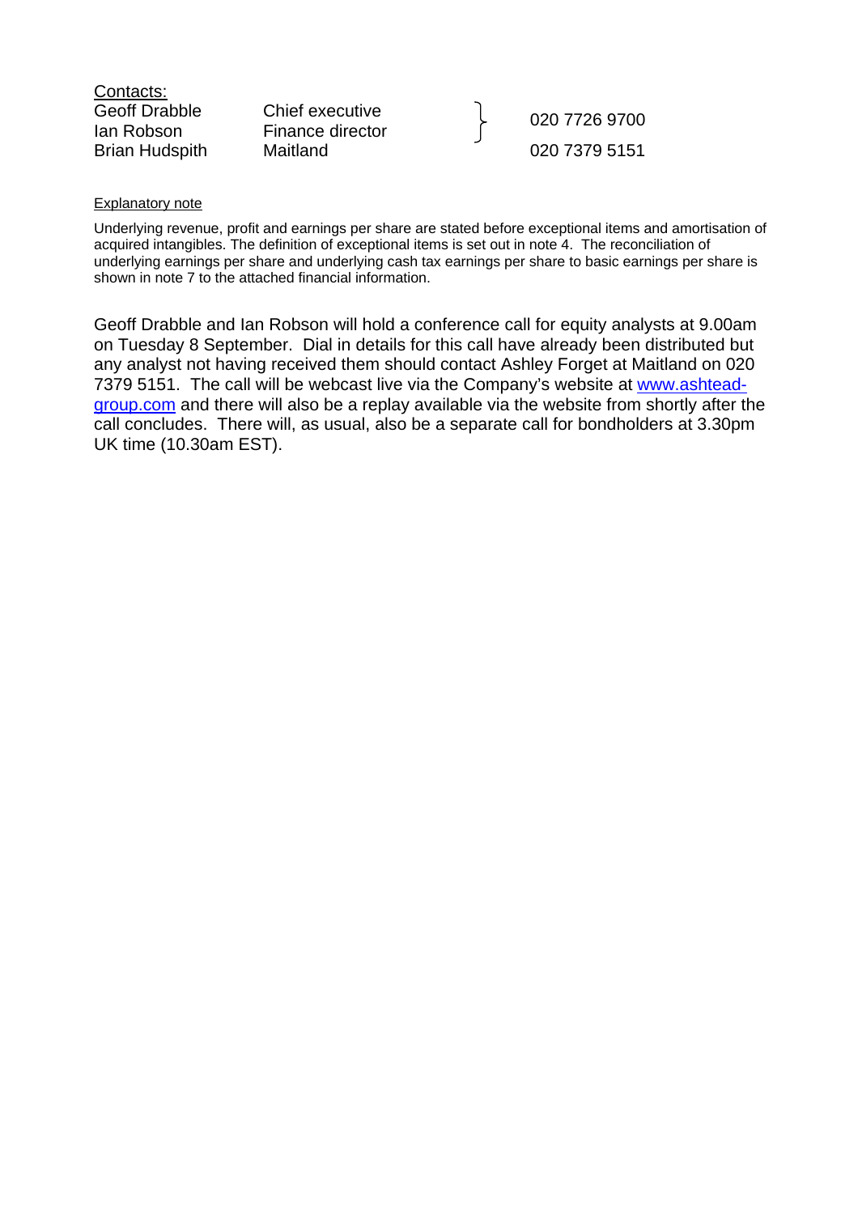Contacts:

| | | |
|---|---|---|
| Geoff Drabble | Chief executive | 020 7726 9700 |
| Ian Robson | Finance director | |
| Brian Hudspith | Maitland | 020 7379 5151 |

Explanatory note

Underlying revenue, profit and earnings per share are stated before exceptional items and amortisation of acquired intangibles. The definition of exceptional items is set out in note 4. The reconciliation of underlying earnings per share and underlying cash tax earnings per share to basic earnings per share is shown in note 7 to the attached financial information.

Geoff Drabble and Ian Robson will hold a conference call for equity analysts at 9.00am on Tuesday 8 September. Dial in details for this call have already been distributed but any analyst not having received them should contact Ashley Forget at Maitland on 020 7379 5151. The call will be webcast live via the Company's website at www.ashtead-group.com and there will also be a replay available via the website from shortly after the call concludes. There will, as usual, also be a separate call for bondholders at 3.30pm UK time (10.30am EST).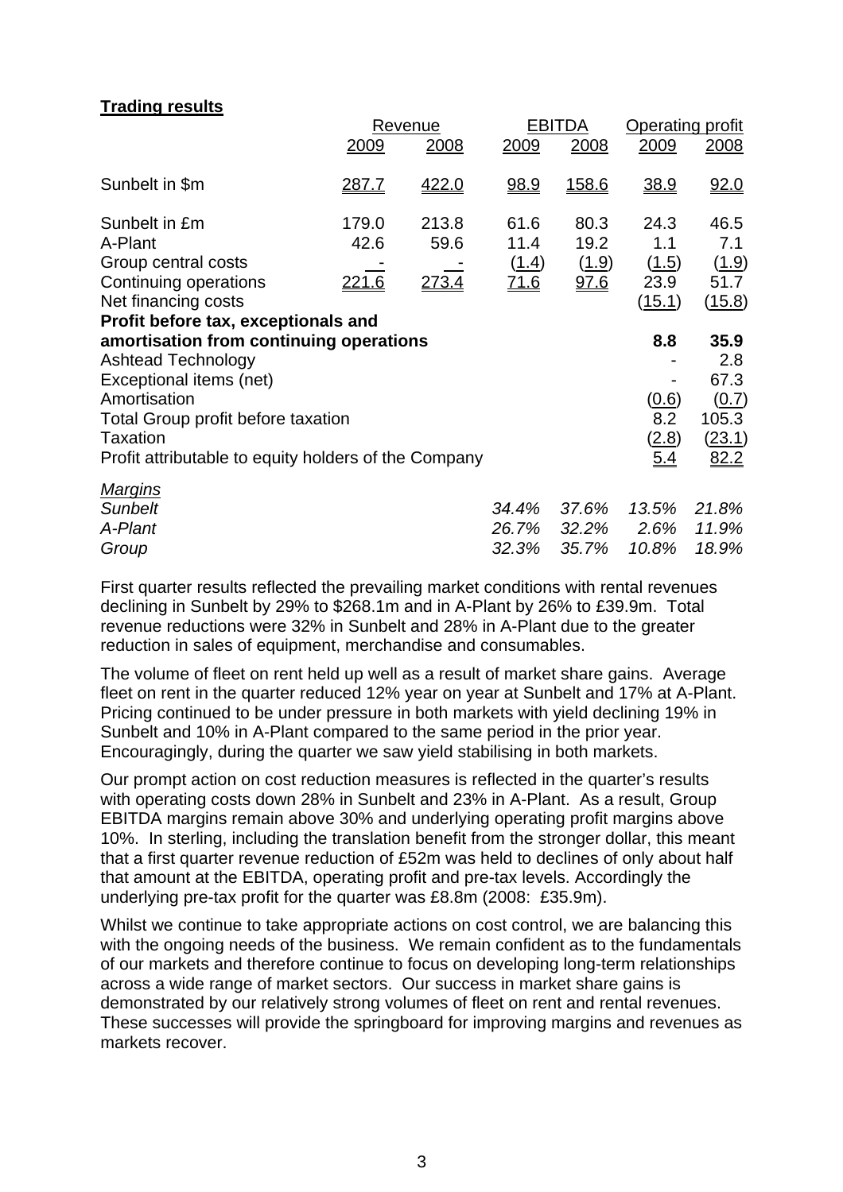**Trading results**

| | Revenue | | EBITDA | | Operating profit | |
|---|---|---|---|---|---|---|
| | 2009 | 2008 | 2009 | 2008 | 2009 | 2008 |
| Sunbelt in $m | 287.7 | 422.0 | 98.9 | 158.6 | 38.9 | 92.0 |
| Sunbelt in £m | 179.0 | 213.8 | 61.6 | 80.3 | 24.3 | 46.5 |
| A-Plant | 42.6 | 59.6 | 11.4 | 19.2 | 1.1 | 7.1 |
| Group central costs | - | - | (1.4) | (1.9) | (1.5) | (1.9) |
| Continuing operations | 221.6 | 273.4 | 71.6 | 97.6 | 23.9 | 51.7 |
| Net financing costs | | | | | (15.1) | (15.8) |
| **Profit before tax, exceptionals and amortisation from continuing operations** | | | | | **8.8** | **35.9** |
| Ashtead Technology | | | | | - | 2.8 |
| Exceptional items (net) | | | | | - | 67.3 |
| Amortisation | | | | | (0.6) | (0.7) |
| Total Group profit before taxation | | | | | 8.2 | 105.3 |
| Taxation | | | | | (2.8) | (23.1) |
| Profit attributable to equity holders of the Company | | | | | 5.4 | 82.2 |
| *Margins* | | | | | | |
| *Sunbelt* | | | *34.4%* | *37.6%* | *13.5%* | *21.8%* |
| *A-Plant* | | | *26.7%* | *32.2%* | *2.6%* | *11.9%* |
| *Group* | | | *32.3%* | *35.7%* | *10.8%* | *18.9%* |

First quarter results reflected the prevailing market conditions with rental revenues declining in Sunbelt by 29% to $268.1m and in A-Plant by 26% to £39.9m. Total revenue reductions were 32% in Sunbelt and 28% in A-Plant due to the greater reduction in sales of equipment, merchandise and consumables.

The volume of fleet on rent held up well as a result of market share gains. Average fleet on rent in the quarter reduced 12% year on year at Sunbelt and 17% at A-Plant. Pricing continued to be under pressure in both markets with yield declining 19% in Sunbelt and 10% in A-Plant compared to the same period in the prior year. Encouragingly, during the quarter we saw yield stabilising in both markets.

Our prompt action on cost reduction measures is reflected in the quarter's results with operating costs down 28% in Sunbelt and 23% in A-Plant. As a result, Group EBITDA margins remain above 30% and underlying operating profit margins above 10%. In sterling, including the translation benefit from the stronger dollar, this meant that a first quarter revenue reduction of £52m was held to declines of only about half that amount at the EBITDA, operating profit and pre-tax levels. Accordingly the underlying pre-tax profit for the quarter was £8.8m (2008: £35.9m).

Whilst we continue to take appropriate actions on cost control, we are balancing this with the ongoing needs of the business. We remain confident as to the fundamentals of our markets and therefore continue to focus on developing long-term relationships across a wide range of market sectors. Our success in market share gains is demonstrated by our relatively strong volumes of fleet on rent and rental revenues. These successes will provide the springboard for improving margins and revenues as markets recover.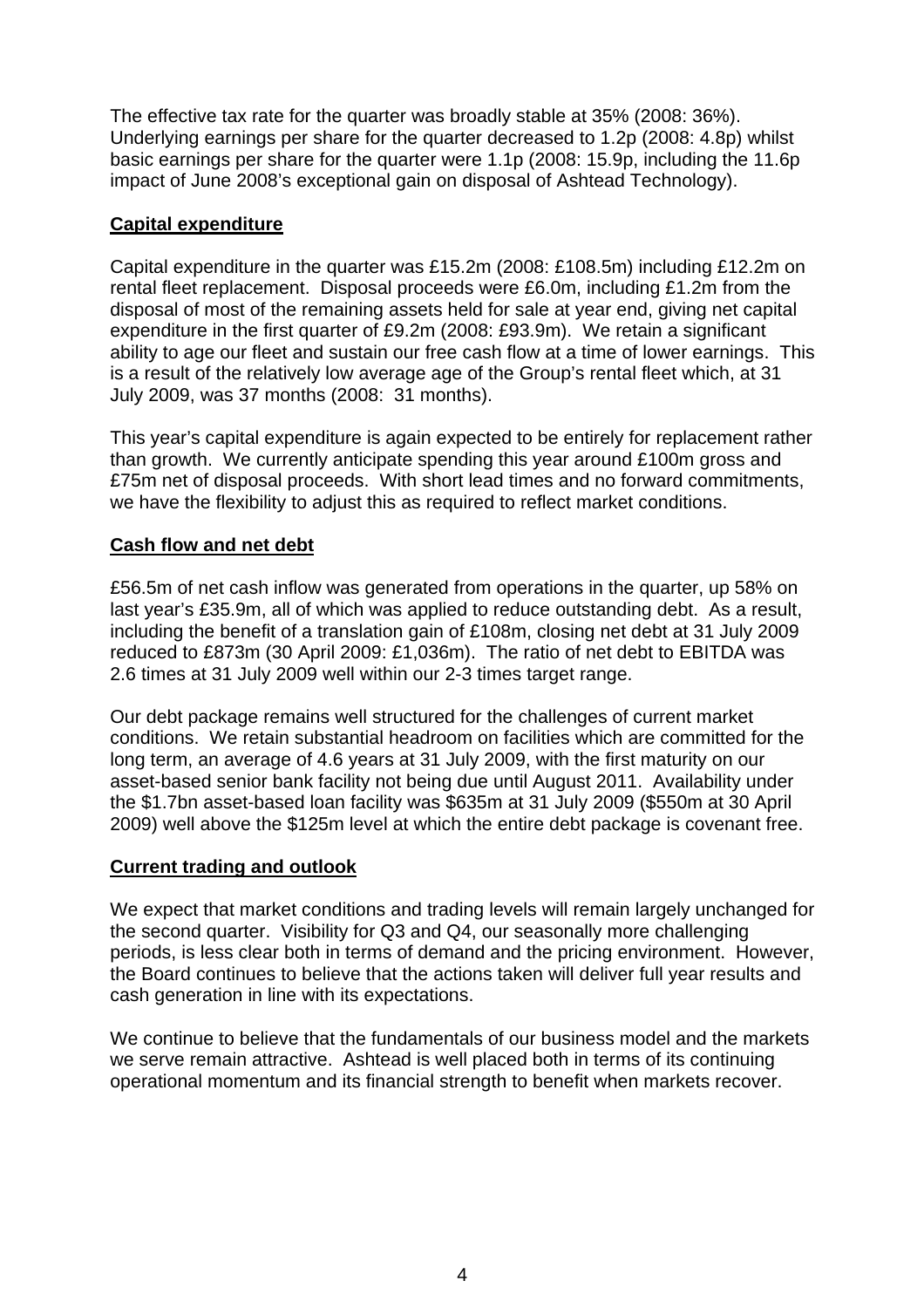The effective tax rate for the quarter was broadly stable at 35% (2008: 36%). Underlying earnings per share for the quarter decreased to 1.2p (2008: 4.8p) whilst basic earnings per share for the quarter were 1.1p (2008: 15.9p, including the 11.6p impact of June 2008's exceptional gain on disposal of Ashtead Technology).

## Capital expenditure

Capital expenditure in the quarter was £15.2m (2008: £108.5m) including £12.2m on rental fleet replacement. Disposal proceeds were £6.0m, including £1.2m from the disposal of most of the remaining assets held for sale at year end, giving net capital expenditure in the first quarter of £9.2m (2008: £93.9m). We retain a significant ability to age our fleet and sustain our free cash flow at a time of lower earnings. This is a result of the relatively low average age of the Group's rental fleet which, at 31 July 2009, was 37 months (2008: 31 months).

This year's capital expenditure is again expected to be entirely for replacement rather than growth. We currently anticipate spending this year around £100m gross and £75m net of disposal proceeds. With short lead times and no forward commitments, we have the flexibility to adjust this as required to reflect market conditions.

## Cash flow and net debt

£56.5m of net cash inflow was generated from operations in the quarter, up 58% on last year's £35.9m, all of which was applied to reduce outstanding debt. As a result, including the benefit of a translation gain of £108m, closing net debt at 31 July 2009 reduced to £873m (30 April 2009: £1,036m). The ratio of net debt to EBITDA was 2.6 times at 31 July 2009 well within our 2-3 times target range.

Our debt package remains well structured for the challenges of current market conditions. We retain substantial headroom on facilities which are committed for the long term, an average of 4.6 years at 31 July 2009, with the first maturity on our asset-based senior bank facility not being due until August 2011. Availability under the $1.7bn asset-based loan facility was $635m at 31 July 2009 ($550m at 30 April 2009) well above the $125m level at which the entire debt package is covenant free.

## Current trading and outlook

We expect that market conditions and trading levels will remain largely unchanged for the second quarter. Visibility for Q3 and Q4, our seasonally more challenging periods, is less clear both in terms of demand and the pricing environment. However, the Board continues to believe that the actions taken will deliver full year results and cash generation in line with its expectations.

We continue to believe that the fundamentals of our business model and the markets we serve remain attractive. Ashtead is well placed both in terms of its continuing operational momentum and its financial strength to benefit when markets recover.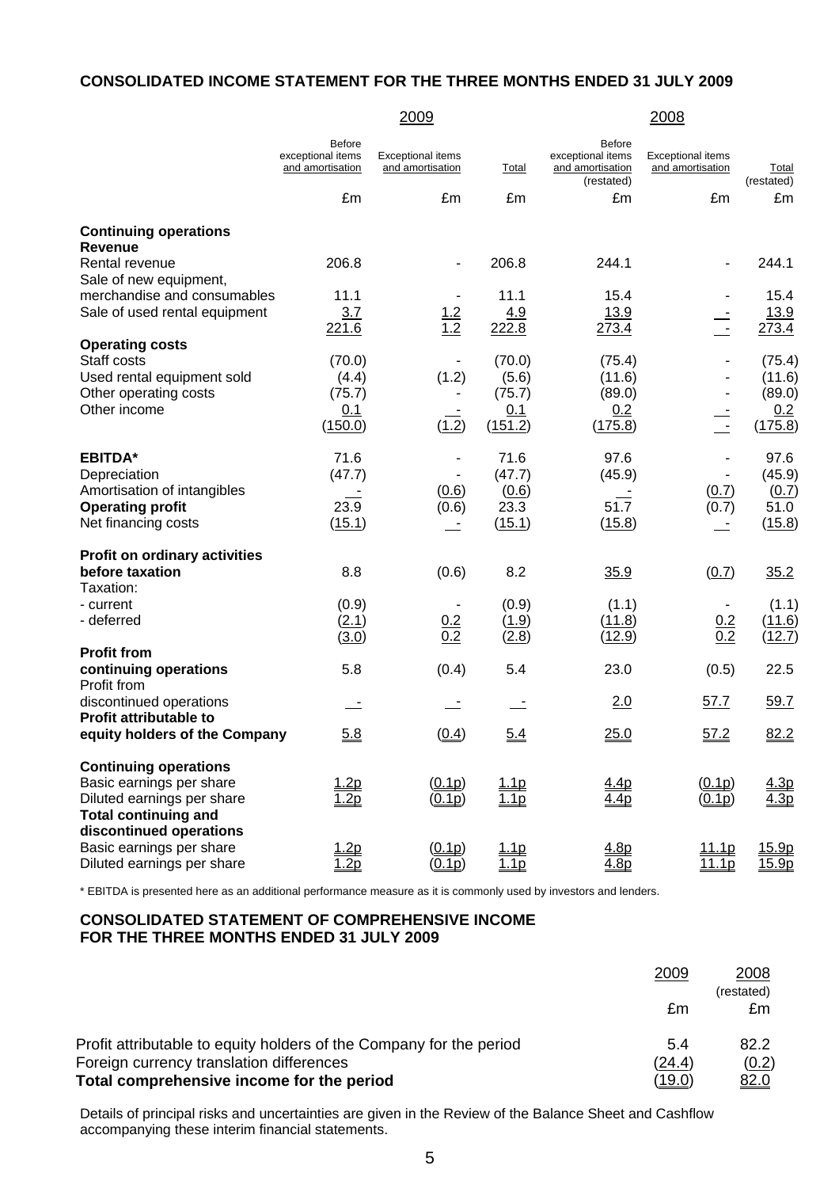## CONSOLIDATED INCOME STATEMENT FOR THE THREE MONTHS ENDED 31 JULY 2009

| | 2009 | | | 2008 | | |
|---|---|---|---|---|---|---|
| | Before exceptional items and amortisation | Exceptional items and amortisation | Total | Before exceptional items and amortisation (restated) | Exceptional items and amortisation | Total (restated) |
| | £m | £m | £m | £m | £m | £m |
| **Continuing operations** | | | | | | |
| **Revenue** | | | | | | |
| Rental revenue | 206.8 | - | 206.8 | 244.1 | - | 244.1 |
| Sale of new equipment, merchandise and consumables | 11.1 | - | 11.1 | 15.4 | - | 15.4 |
| Sale of used rental equipment | 3.7 | 1.2 | 4.9 | 13.9 | - | 13.9 |
| | 221.6 | 1.2 | 222.8 | 273.4 | - | 273.4 |
| **Operating costs** | | | | | | |
| Staff costs | (70.0) | - | (70.0) | (75.4) | - | (75.4) |
| Used rental equipment sold | (4.4) | (1.2) | (5.6) | (11.6) | - | (11.6) |
| Other operating costs | (75.7) | - | (75.7) | (89.0) | - | (89.0) |
| Other income | 0.1 | - | 0.1 | 0.2 | - | 0.2 |
| | (150.0) | (1.2) | (151.2) | (175.8) | - | (175.8) |
| **EBITDA*** | 71.6 | - | 71.6 | 97.6 | - | 97.6 |
| Depreciation | (47.7) | - | (47.7) | (45.9) | - | (45.9) |
| Amortisation of intangibles | - | (0.6) | (0.6) | - | (0.7) | (0.7) |
| **Operating profit** | 23.9 | (0.6) | 23.3 | 51.7 | (0.7) | 51.0 |
| Net financing costs | (15.1) | - | (15.1) | (15.8) | - | (15.8) |
| **Profit on ordinary activities before taxation** | 8.8 | (0.6) | 8.2 | 35.9 | (0.7) | 35.2 |
| Taxation: | | | | | | |
| - current | (0.9) | - | (0.9) | (1.1) | - | (1.1) |
| - deferred | (2.1) | 0.2 | (1.9) | (11.8) | 0.2 | (11.6) |
| | (3.0) | 0.2 | (2.8) | (12.9) | 0.2 | (12.7) |
| **Profit from continuing operations** | 5.8 | (0.4) | 5.4 | 23.0 | (0.5) | 22.5 |
| Profit from discontinued operations | - | - | - | 2.0 | 57.7 | 59.7 |
| **Profit attributable to equity holders of the Company** | 5.8 | (0.4) | 5.4 | 25.0 | 57.2 | 82.2 |
| **Continuing operations** | | | | | | |
| Basic earnings per share | 1.2p | (0.1p) | 1.1p | 4.4p | (0.1p) | 4.3p |
| Diluted earnings per share | 1.2p | (0.1p) | 1.1p | 4.4p | (0.1p) | 4.3p |
| **Total continuing and discontinued operations** | | | | | | |
| Basic earnings per share | 1.2p | (0.1p) | 1.1p | 4.8p | 11.1p | 15.9p |
| Diluted earnings per share | 1.2p | (0.1p) | 1.1p | 4.8p | 11.1p | 15.9p |

* EBITDA is presented here as an additional performance measure as it is commonly used by investors and lenders.

## CONSOLIDATED STATEMENT OF COMPREHENSIVE INCOME FOR THE THREE MONTHS ENDED 31 JULY 2009

| | 2009 | 2008 (restated) |
|---|---|---|
| | £m | £m |
| Profit attributable to equity holders of the Company for the period | 5.4 | 82.2 |
| Foreign currency translation differences | (24.4) | (0.2) |
| **Total comprehensive income for the period** | (19.0) | 82.0 |

Details of principal risks and uncertainties are given in the Review of the Balance Sheet and Cashflow accompanying these interim financial statements.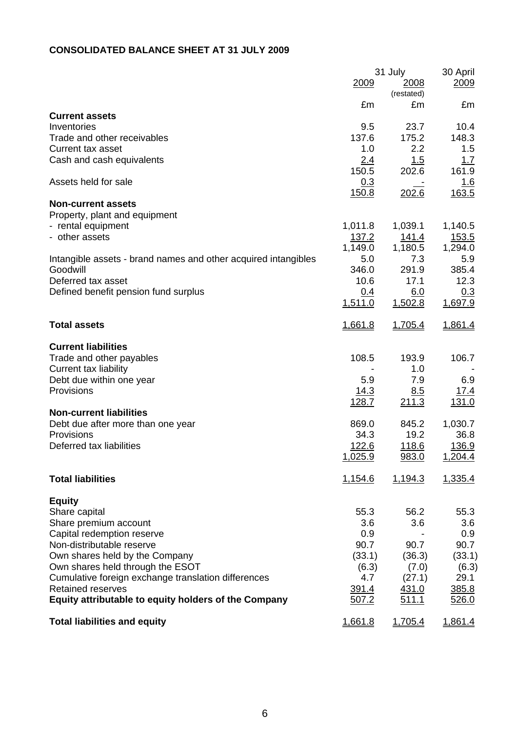**CONSOLIDATED BALANCE SHEET AT 31 JULY 2009**

| | 31 July 2009 | 31 July 2008 (restated) | 30 April 2009 |
|---|---|---|---|
| | £m | £m | £m |
| **Current assets** | | | |
| Inventories | 9.5 | 23.7 | 10.4 |
| Trade and other receivables | 137.6 | 175.2 | 148.3 |
| Current tax asset | 1.0 | 2.2 | 1.5 |
| Cash and cash equivalents | 2.4 | 1.5 | 1.7 |
| | 150.5 | 202.6 | 161.9 |
| Assets held for sale | 0.3 | - | 1.6 |
| | 150.8 | 202.6 | 163.5 |
| **Non-current assets** | | | |
| Property, plant and equipment | | | |
| - rental equipment | 1,011.8 | 1,039.1 | 1,140.5 |
| - other assets | 137.2 | 141.4 | 153.5 |
| | 1,149.0 | 1,180.5 | 1,294.0 |
| Intangible assets - brand names and other acquired intangibles | 5.0 | 7.3 | 5.9 |
| Goodwill | 346.0 | 291.9 | 385.4 |
| Deferred tax asset | 10.6 | 17.1 | 12.3 |
| Defined benefit pension fund surplus | 0.4 | 6.0 | 0.3 |
| | 1,511.0 | 1,502.8 | 1,697.9 |
| **Total assets** | 1,661.8 | 1,705.4 | 1,861.4 |
| **Current liabilities** | | | |
| Trade and other payables | 108.5 | 193.9 | 106.7 |
| Current tax liability | - | 1.0 | - |
| Debt due within one year | 5.9 | 7.9 | 6.9 |
| Provisions | 14.3 | 8.5 | 17.4 |
| | 128.7 | 211.3 | 131.0 |
| **Non-current liabilities** | | | |
| Debt due after more than one year | 869.0 | 845.2 | 1,030.7 |
| Provisions | 34.3 | 19.2 | 36.8 |
| Deferred tax liabilities | 122.6 | 118.6 | 136.9 |
| | 1,025.9 | 983.0 | 1,204.4 |
| **Total liabilities** | 1,154.6 | 1,194.3 | 1,335.4 |
| **Equity** | | | |
| Share capital | 55.3 | 56.2 | 55.3 |
| Share premium account | 3.6 | 3.6 | 3.6 |
| Capital redemption reserve | 0.9 | - | 0.9 |
| Non-distributable reserve | 90.7 | 90.7 | 90.7 |
| Own shares held by the Company | (33.1) | (36.3) | (33.1) |
| Own shares held through the ESOT | (6.3) | (7.0) | (6.3) |
| Cumulative foreign exchange translation differences | 4.7 | (27.1) | 29.1 |
| Retained reserves | 391.4 | 431.0 | 385.8 |
| **Equity attributable to equity holders of the Company** | 507.2 | 511.1 | 526.0 |
| **Total liabilities and equity** | 1,661.8 | 1,705.4 | 1,861.4 |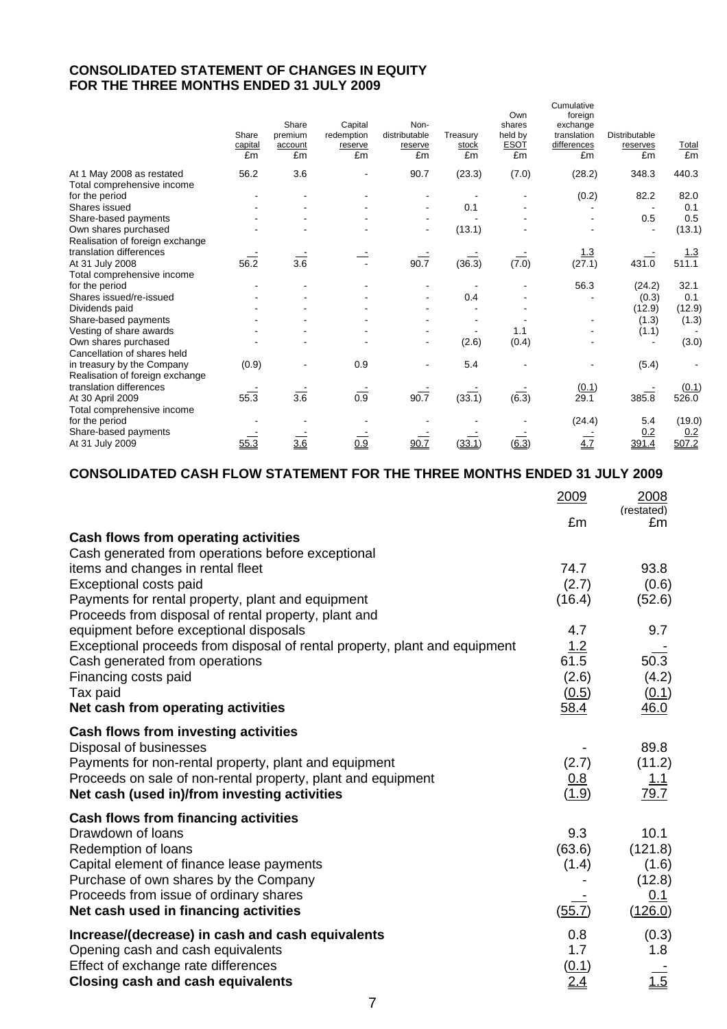## CONSOLIDATED STATEMENT OF CHANGES IN EQUITY
## FOR THE THREE MONTHS ENDED 31 JULY 2009

| | Share capital £m | Share premium account £m | Capital redemption reserve £m | Non-distributable reserve £m | Treasury stock £m | Own shares held by ESOT £m | Cumulative foreign exchange translation differences £m | Distributable reserves £m | Total £m |
|---|---|---|---|---|---|---|---|---|---|
| At 1 May 2008 as restated | 56.2 | 3.6 | - | 90.7 | (23.3) | (7.0) | (28.2) | 348.3 | 440.3 |
| Total comprehensive income for the period | - | - | - | - | - | - | (0.2) | 82.2 | 82.0 |
| Shares issued | - | - | - | - | 0.1 | - | - | - | 0.1 |
| Share-based payments | - | - | - | - | - | - | - | 0.5 | 0.5 |
| Own shares purchased | - | - | - | - | (13.1) | - | - | - | (13.1) |
| Realisation of foreign exchange translation differences | - | - | - | - | - | - | 1.3 | - | 1.3 |
| At 31 July 2008 | 56.2 | 3.6 | - | 90.7 | (36.3) | (7.0) | (27.1) | 431.0 | 511.1 |
| Total comprehensive income for the period | - | - | - | - | - | - | 56.3 | (24.2) | 32.1 |
| Shares issued/re-issued | - | - | - | - | 0.4 | - | - | (0.3) | 0.1 |
| Dividends paid | - | - | - | - | - | - | - | (12.9) | (12.9) |
| Share-based payments | - | - | - | - | - | - | - | (1.3) | (1.3) |
| Vesting of share awards | - | - | - | - | - | 1.1 | - | (1.1) | - |
| Own shares purchased | - | - | - | - | (2.6) | (0.4) | - | - | (3.0) |
| Cancellation of shares held in treasury by the Company | (0.9) | - | 0.9 | - | 5.4 | - | - | (5.4) | - |
| Realisation of foreign exchange translation differences | - | - | - | - | - | - | (0.1) | - | (0.1) |
| At 30 April 2009 | 55.3 | 3.6 | 0.9 | 90.7 | (33.1) | (6.3) | 29.1 | 385.8 | 526.0 |
| Total comprehensive income for the period | - | - | - | - | - | - | (24.4) | 5.4 | (19.0) |
| Share-based payments | - | - | - | - | - | - | - | 0.2 | 0.2 |
| At 31 July 2009 | 55.3 | 3.6 | 0.9 | 90.7 | (33.1) | (6.3) | 4.7 | 391.4 | 507.2 |

## CONSOLIDATED CASH FLOW STATEMENT FOR THE THREE MONTHS ENDED 31 JULY 2009

| | 2009 £m | 2008 (restated) £m |
|---|---|---|
| **Cash flows from operating activities** | | |
| Cash generated from operations before exceptional items and changes in rental fleet | 74.7 | 93.8 |
| Exceptional costs paid | (2.7) | (0.6) |
| Payments for rental property, plant and equipment | (16.4) | (52.6) |
| Proceeds from disposal of rental property, plant and equipment before exceptional disposals | 4.7 | 9.7 |
| Exceptional proceeds from disposal of rental property, plant and equipment | 1.2 | - |
| Cash generated from operations | 61.5 | 50.3 |
| Financing costs paid | (2.6) | (4.2) |
| Tax paid | (0.5) | (0.1) |
| **Net cash from operating activities** | 58.4 | 46.0 |
| **Cash flows from investing activities** | | |
| Disposal of businesses | - | 89.8 |
| Payments for non-rental property, plant and equipment | (2.7) | (11.2) |
| Proceeds on sale of non-rental property, plant and equipment | 0.8 | 1.1 |
| **Net cash (used in)/from investing activities** | (1.9) | 79.7 |
| **Cash flows from financing activities** | | |
| Drawdown of loans | 9.3 | 10.1 |
| Redemption of loans | (63.6) | (121.8) |
| Capital element of finance lease payments | (1.4) | (1.6) |
| Purchase of own shares by the Company | - | (12.8) |
| Proceeds from issue of ordinary shares | - | 0.1 |
| **Net cash used in financing activities** | (55.7) | (126.0) |
| **Increase/(decrease) in cash and cash equivalents** | 0.8 | (0.3) |
| Opening cash and cash equivalents | 1.7 | 1.8 |
| Effect of exchange rate differences | (0.1) | - |
| **Closing cash and cash equivalents** | 2.4 | 1.5 |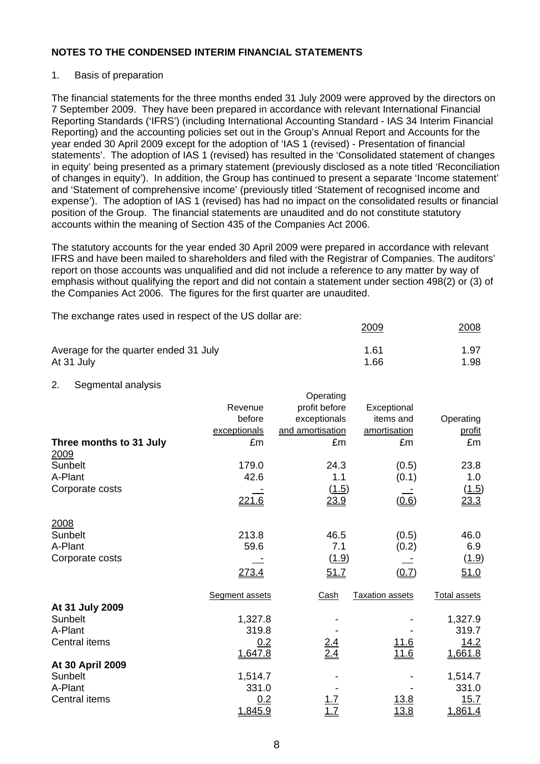**NOTES TO THE CONDENSED INTERIM FINANCIAL STATEMENTS**

1. Basis of preparation

The financial statements for the three months ended 31 July 2009 were approved by the directors on 7 September 2009. They have been prepared in accordance with relevant International Financial Reporting Standards ('IFRS') (including International Accounting Standard - IAS 34 Interim Financial Reporting) and the accounting policies set out in the Group's Annual Report and Accounts for the year ended 30 April 2009 except for the adoption of 'IAS 1 (revised) - Presentation of financial statements'. The adoption of IAS 1 (revised) has resulted in the 'Consolidated statement of changes in equity' being presented as a primary statement (previously disclosed as a note titled 'Reconciliation of changes in equity'). In addition, the Group has continued to present a separate 'Income statement' and 'Statement of comprehensive income' (previously titled 'Statement of recognised income and expense'). The adoption of IAS 1 (revised) has had no impact on the consolidated results or financial position of the Group. The financial statements are unaudited and do not constitute statutory accounts within the meaning of Section 435 of the Companies Act 2006.

The statutory accounts for the year ended 30 April 2009 were prepared in accordance with relevant IFRS and have been mailed to shareholders and filed with the Registrar of Companies. The auditors' report on those accounts was unqualified and did not include a reference to any matter by way of emphasis without qualifying the report and did not contain a statement under section 498(2) or (3) of the Companies Act 2006. The figures for the first quarter are unaudited.

The exchange rates used in respect of the US dollar are:

| | 2009 | 2008 |
|---|---|---|
| Average for the quarter ended 31 July | 1.61 | 1.97 |
| At 31 July | 1.66 | 1.98 |

2. Segmental analysis

| Three months to 31 July | Revenue before exceptionals £m | Operating profit before exceptionals and amortisation £m | Exceptional items and amortisation £m | Operating profit £m |
|---|---|---|---|---|
| 2009 | | | | |
| Sunbelt | 179.0 | 24.3 | (0.5) | 23.8 |
| A-Plant | 42.6 | 1.1 | (0.1) | 1.0 |
| Corporate costs | - | (1.5) | - | (1.5) |
| | 221.6 | 23.9 | (0.6) | 23.3 |
| 2008 | | | | |
| Sunbelt | 213.8 | 46.5 | (0.5) | 46.0 |
| A-Plant | 59.6 | 7.1 | (0.2) | 6.9 |
| Corporate costs | - | (1.9) | - | (1.9) |
| | 273.4 | 51.7 | (0.7) | 51.0 |

| | Segment assets | Cash | Taxation assets | Total assets |
|---|---|---|---|---|
| **At 31 July 2009** | | | | |
| Sunbelt | 1,327.8 | - | - | 1,327.9 |
| A-Plant | 319.8 | - | - | 319.7 |
| Central items | 0.2 | 2.4 | 11.6 | 14.2 |
| | 1,647.8 | 2.4 | 11.6 | 1,661.8 |
| **At 30 April 2009** | | | | |
| Sunbelt | 1,514.7 | - | - | 1,514.7 |
| A-Plant | 331.0 | - | - | 331.0 |
| Central items | 0.2 | 1.7 | 13.8 | 15.7 |
| | 1,845.9 | 1.7 | 13.8 | 1,861.4 |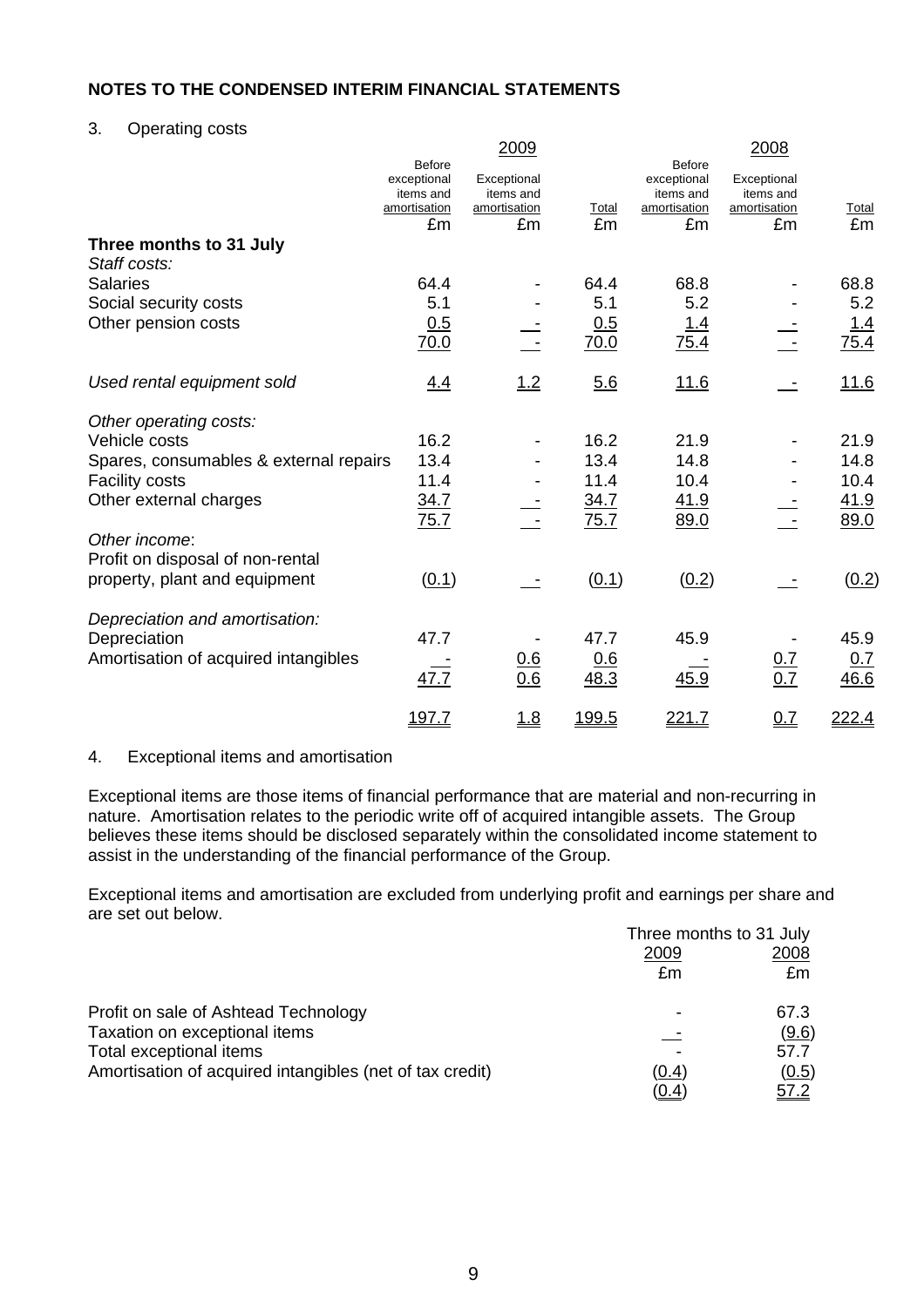## NOTES TO THE CONDENSED INTERIM FINANCIAL STATEMENTS

3. Operating costs

| | 2009 | | | 2008 | | |
|---|---|---|---|---|---|---|
| | Before exceptional items and amortisation | Exceptional items and amortisation | Total | Before exceptional items and amortisation | Exceptional items and amortisation | Total |
| | £m | £m | £m | £m | £m | £m |
| **Three months to 31 July** | | | | | | |
| *Staff costs:* | | | | | | |
| Salaries | 64.4 | - | 64.4 | 68.8 | - | 68.8 |
| Social security costs | 5.1 | - | 5.1 | 5.2 | - | 5.2 |
| Other pension costs | 0.5 | - | 0.5 | 1.4 | - | 1.4 |
| | 70.0 | - | 70.0 | 75.4 | - | 75.4 |
| *Used rental equipment sold* | 4.4 | 1.2 | 5.6 | 11.6 | - | 11.6 |
| *Other operating costs:* | | | | | | |
| Vehicle costs | 16.2 | - | 16.2 | 21.9 | - | 21.9 |
| Spares, consumables & external repairs | 13.4 | - | 13.4 | 14.8 | - | 14.8 |
| Facility costs | 11.4 | - | 11.4 | 10.4 | - | 10.4 |
| Other external charges | 34.7 | - | 34.7 | 41.9 | - | 41.9 |
| | 75.7 | - | 75.7 | 89.0 | - | 89.0 |
| *Other income*: | | | | | | |
| Profit on disposal of non-rental property, plant and equipment | (0.1) | - | (0.1) | (0.2) | - | (0.2) |
| *Depreciation and amortisation:* | | | | | | |
| Depreciation | 47.7 | - | 47.7 | 45.9 | - | 45.9 |
| Amortisation of acquired intangibles | - | 0.6 | 0.6 | - | 0.7 | 0.7 |
| | 47.7 | 0.6 | 48.3 | 45.9 | 0.7 | 46.6 |
| | 197.7 | 1.8 | 199.5 | 221.7 | 0.7 | 222.4 |

4. Exceptional items and amortisation

Exceptional items are those items of financial performance that are material and non-recurring in nature. Amortisation relates to the periodic write off of acquired intangible assets. The Group believes these items should be disclosed separately within the consolidated income statement to assist in the understanding of the financial performance of the Group.

Exceptional items and amortisation are excluded from underlying profit and earnings per share and are set out below.

| | Three months to 31 July | |
|---|---|---|
| | 2009 | 2008 |
| | £m | £m |
| Profit on sale of Ashtead Technology | - | 67.3 |
| Taxation on exceptional items | - | (9.6) |
| Total exceptional items | - | 57.7 |
| Amortisation of acquired intangibles (net of tax credit) | (0.4) | (0.5) |
| | (0.4) | 57.2 |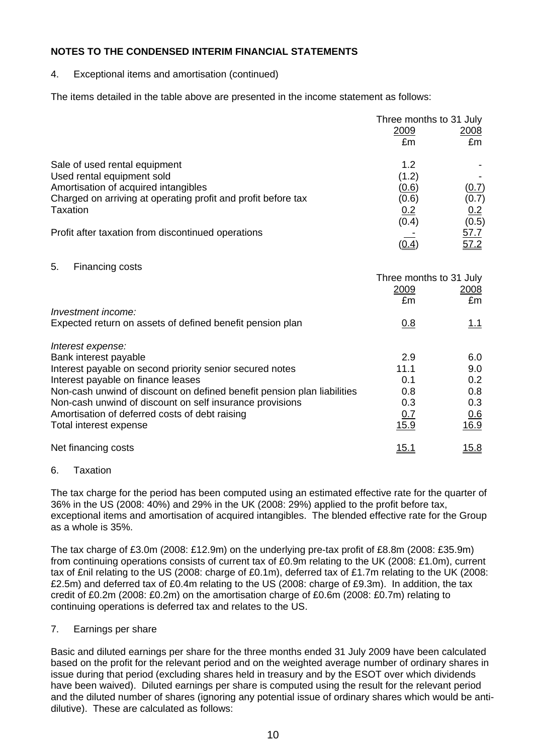## NOTES TO THE CONDENSED INTERIM FINANCIAL STATEMENTS

4. Exceptional items and amortisation (continued)

The items detailed in the table above are presented in the income statement as follows:

| | Three months to 31 July | |
|---|---|---|
| | 2009 | 2008 |
| | £m | £m |
| Sale of used rental equipment | 1.2 | - |
| Used rental equipment sold | (1.2) | - |
| Amortisation of acquired intangibles | (0.6) | (0.7) |
| Charged on arriving at operating profit and profit before tax | (0.6) | (0.7) |
| Taxation | 0.2 | 0.2 |
| | (0.4) | (0.5) |
| Profit after taxation from discontinued operations | - | 57.7 |
| | (0.4) | 57.2 |

5. Financing costs

| | Three months to 31 July | |
|---|---|---|
| | 2009 | 2008 |
| | £m | £m |
| *Investment income:* | | |
| Expected return on assets of defined benefit pension plan | 0.8 | 1.1 |
| | | |
| *Interest expense:* | | |
| Bank interest payable | 2.9 | 6.0 |
| Interest payable on second priority senior secured notes | 11.1 | 9.0 |
| Interest payable on finance leases | 0.1 | 0.2 |
| Non-cash unwind of discount on defined benefit pension plan liabilities | 0.8 | 0.8 |
| Non-cash unwind of discount on self insurance provisions | 0.3 | 0.3 |
| Amortisation of deferred costs of debt raising | 0.7 | 0.6 |
| Total interest expense | 15.9 | 16.9 |
| | | |
| Net financing costs | 15.1 | 15.8 |

6. Taxation

The tax charge for the period has been computed using an estimated effective rate for the quarter of 36% in the US (2008: 40%) and 29% in the UK (2008: 29%) applied to the profit before tax, exceptional items and amortisation of acquired intangibles. The blended effective rate for the Group as a whole is 35%.

The tax charge of £3.0m (2008: £12.9m) on the underlying pre-tax profit of £8.8m (2008: £35.9m) from continuing operations consists of current tax of £0.9m relating to the UK (2008: £1.0m), current tax of £nil relating to the US (2008: charge of £0.1m), deferred tax of £1.7m relating to the UK (2008: £2.5m) and deferred tax of £0.4m relating to the US (2008: charge of £9.3m). In addition, the tax credit of £0.2m (2008: £0.2m) on the amortisation charge of £0.6m (2008: £0.7m) relating to continuing operations is deferred tax and relates to the US.

7. Earnings per share

Basic and diluted earnings per share for the three months ended 31 July 2009 have been calculated based on the profit for the relevant period and on the weighted average number of ordinary shares in issue during that period (excluding shares held in treasury and by the ESOT over which dividends have been waived). Diluted earnings per share is computed using the result for the relevant period and the diluted number of shares (ignoring any potential issue of ordinary shares which would be anti-dilutive). These are calculated as follows: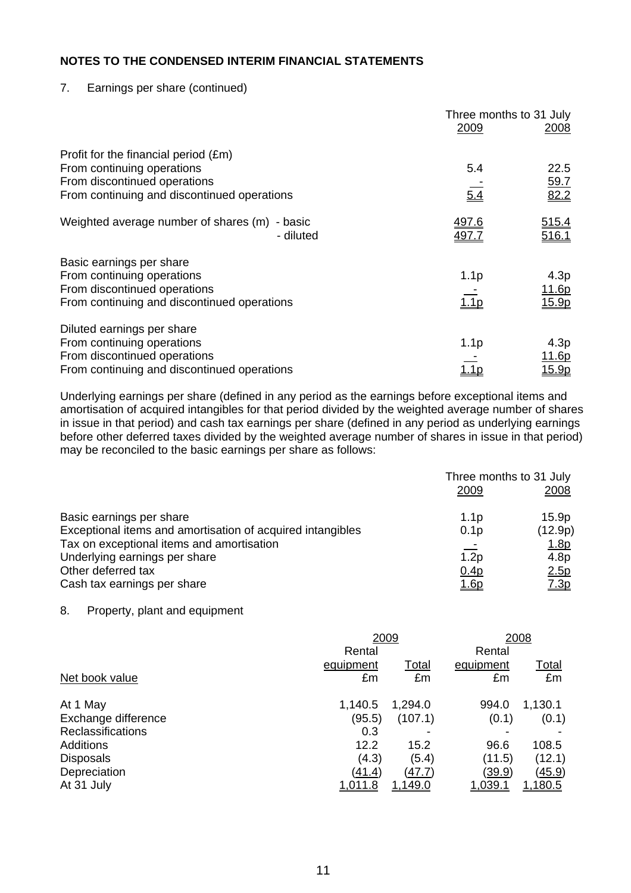**NOTES TO THE CONDENSED INTERIM FINANCIAL STATEMENTS**

7. Earnings per share (continued)

| | Three months to 31 July | |
|---|---|---|
| | 2009 | 2008 |
| Profit for the financial period (£m) | | |
| From continuing operations | 5.4 | 22.5 |
| From discontinued operations | - | 59.7 |
| From continuing and discontinued operations | 5.4 | 82.2 |
| Weighted average number of shares (m) - basic | 497.6 | 515.4 |
| - diluted | 497.7 | 516.1 |
| Basic earnings per share | | |
| From continuing operations | 1.1p | 4.3p |
| From discontinued operations | - | 11.6p |
| From continuing and discontinued operations | 1.1p | 15.9p |
| Diluted earnings per share | | |
| From continuing operations | 1.1p | 4.3p |
| From discontinued operations | - | 11.6p |
| From continuing and discontinued operations | 1.1p | 15.9p |

Underlying earnings per share (defined in any period as the earnings before exceptional items and amortisation of acquired intangibles for that period divided by the weighted average number of shares in issue in that period) and cash tax earnings per share (defined in any period as underlying earnings before other deferred taxes divided by the weighted average number of shares in issue in that period) may be reconciled to the basic earnings per share as follows:

| | Three months to 31 July | |
|---|---|---|
| | 2009 | 2008 |
| Basic earnings per share | 1.1p | 15.9p |
| Exceptional items and amortisation of acquired intangibles | 0.1p | (12.9p) |
| Tax on exceptional items and amortisation | - | 1.8p |
| Underlying earnings per share | 1.2p | 4.8p |
| Other deferred tax | 0.4p | 2.5p |
| Cash tax earnings per share | 1.6p | 7.3p |

8. Property, plant and equipment

| | 2009 | | 2008 | |
|---|---|---|---|---|
| | Rental equipment | Total | Rental equipment | Total |
| Net book value | £m | £m | £m | £m |
| At 1 May | 1,140.5 | 1,294.0 | 994.0 | 1,130.1 |
| Exchange difference | (95.5) | (107.1) | (0.1) | (0.1) |
| Reclassifications | 0.3 | - | - | - |
| Additions | 12.2 | 15.2 | 96.6 | 108.5 |
| Disposals | (4.3) | (5.4) | (11.5) | (12.1) |
| Depreciation | (41.4) | (47.7) | (39.9) | (45.9) |
| At 31 July | 1,011.8 | 1,149.0 | 1,039.1 | 1,180.5 |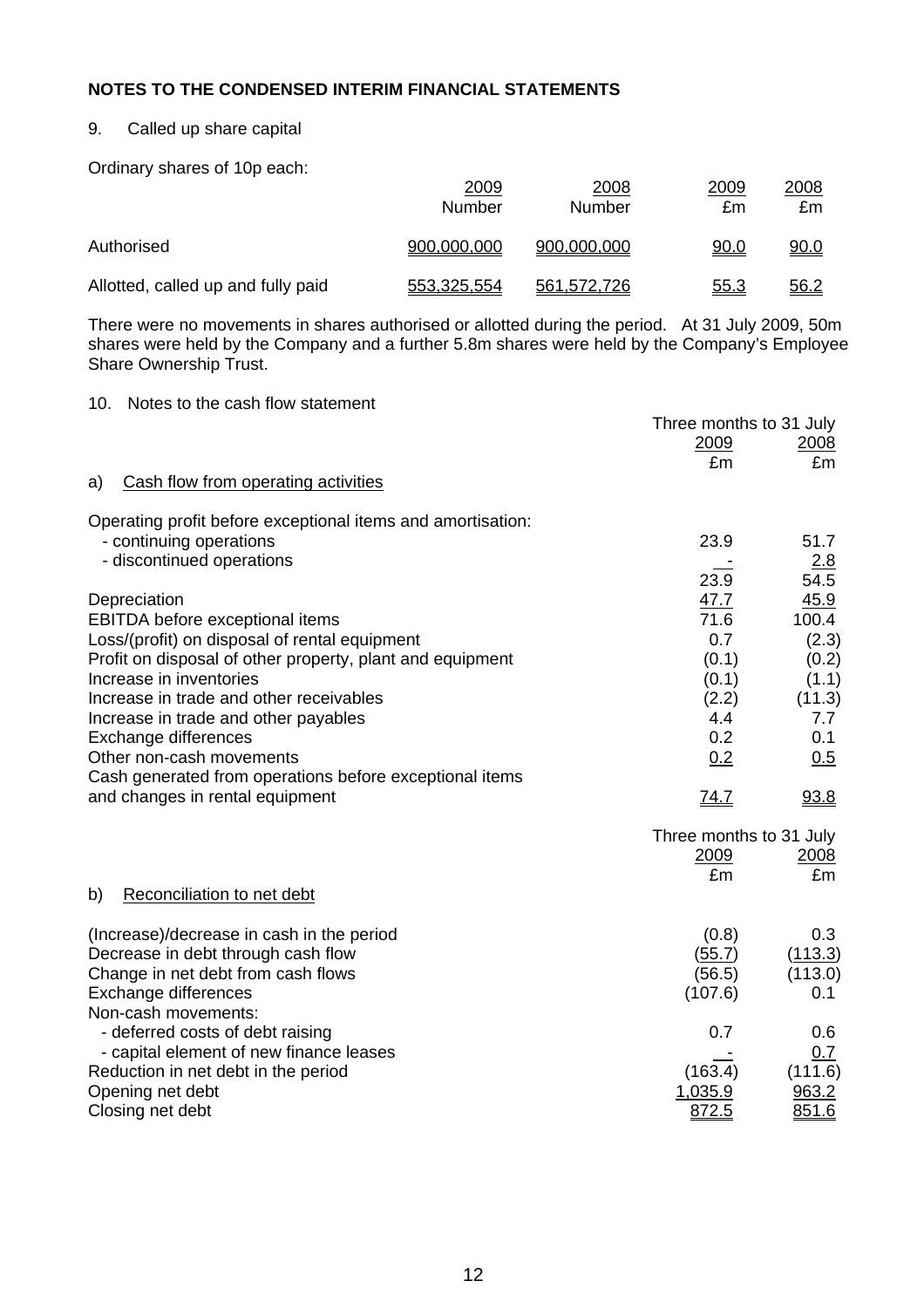## NOTES TO THE CONDENSED INTERIM FINANCIAL STATEMENTS

9. Called up share capital

Ordinary shares of 10p each:

| | 2009 Number | 2008 Number | 2009 £m | 2008 £m |
|---|---|---|---|---|
| Authorised | 900,000,000 | 900,000,000 | 90.0 | 90.0 |
| Allotted, called up and fully paid | 553,325,554 | 561,572,726 | 55.3 | 56.2 |

There were no movements in shares authorised or allotted during the period. At 31 July 2009, 50m shares were held by the Company and a further 5.8m shares were held by the Company's Employee Share Ownership Trust.

10. Notes to the cash flow statement

| | Three months to 31 July 2009 £m | Three months to 31 July 2008 £m |
|---|---|---|
| a) Cash flow from operating activities | | |
| Operating profit before exceptional items and amortisation: | | |
| - continuing operations | 23.9 | 51.7 |
| - discontinued operations | - | 2.8 |
| | 23.9 | 54.5 |
| Depreciation | 47.7 | 45.9 |
| EBITDA before exceptional items | 71.6 | 100.4 |
| Loss/(profit) on disposal of rental equipment | 0.7 | (2.3) |
| Profit on disposal of other property, plant and equipment | (0.1) | (0.2) |
| Increase in inventories | (0.1) | (1.1) |
| Increase in trade and other receivables | (2.2) | (11.3) |
| Increase in trade and other payables | 4.4 | 7.7 |
| Exchange differences | 0.2 | 0.1 |
| Other non-cash movements | 0.2 | 0.5 |
| Cash generated from operations before exceptional items and changes in rental equipment | 74.7 | 93.8 |

| | Three months to 31 July 2009 £m | Three months to 31 July 2008 £m |
|---|---|---|
| b) Reconciliation to net debt | | |
| (Increase)/decrease in cash in the period | (0.8) | 0.3 |
| Decrease in debt through cash flow | (55.7) | (113.3) |
| Change in net debt from cash flows | (56.5) | (113.0) |
| Exchange differences | (107.6) | 0.1 |
| Non-cash movements: | | |
| - deferred costs of debt raising | 0.7 | 0.6 |
| - capital element of new finance leases | - | 0.7 |
| Reduction in net debt in the period | (163.4) | (111.6) |
| Opening net debt | 1,035.9 | 963.2 |
| Closing net debt | 872.5 | 851.6 |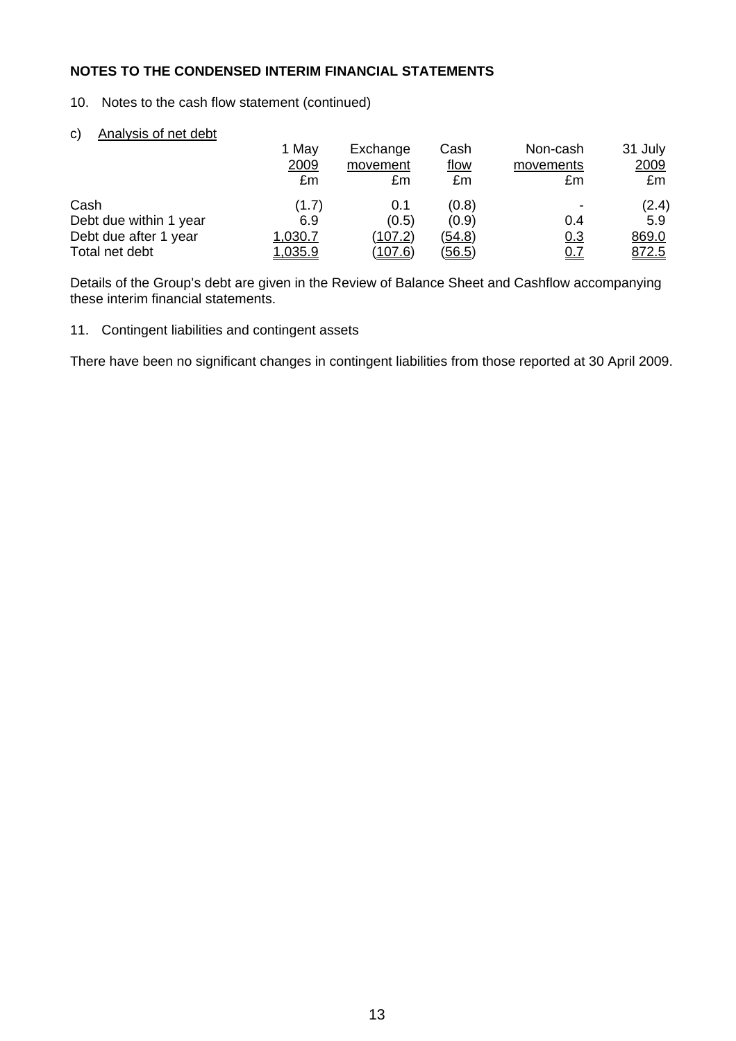**NOTES TO THE CONDENSED INTERIM FINANCIAL STATEMENTS**

10. Notes to the cash flow statement (continued)

c) Analysis of net debt

| | 1 May 2009 £m | Exchange movement £m | Cash flow £m | Non-cash movements £m | 31 July 2009 £m |
|---|---|---|---|---|---|
| Cash | (1.7) | 0.1 | (0.8) | - | (2.4) |
| Debt due within 1 year | 6.9 | (0.5) | (0.9) | 0.4 | 5.9 |
| Debt due after 1 year | 1,030.7 | (107.2) | (54.8) | 0.3 | 869.0 |
| Total net debt | 1,035.9 | (107.6) | (56.5) | 0.7 | 872.5 |

Details of the Group's debt are given in the Review of Balance Sheet and Cashflow accompanying these interim financial statements.

11. Contingent liabilities and contingent assets

There have been no significant changes in contingent liabilities from those reported at 30 April 2009.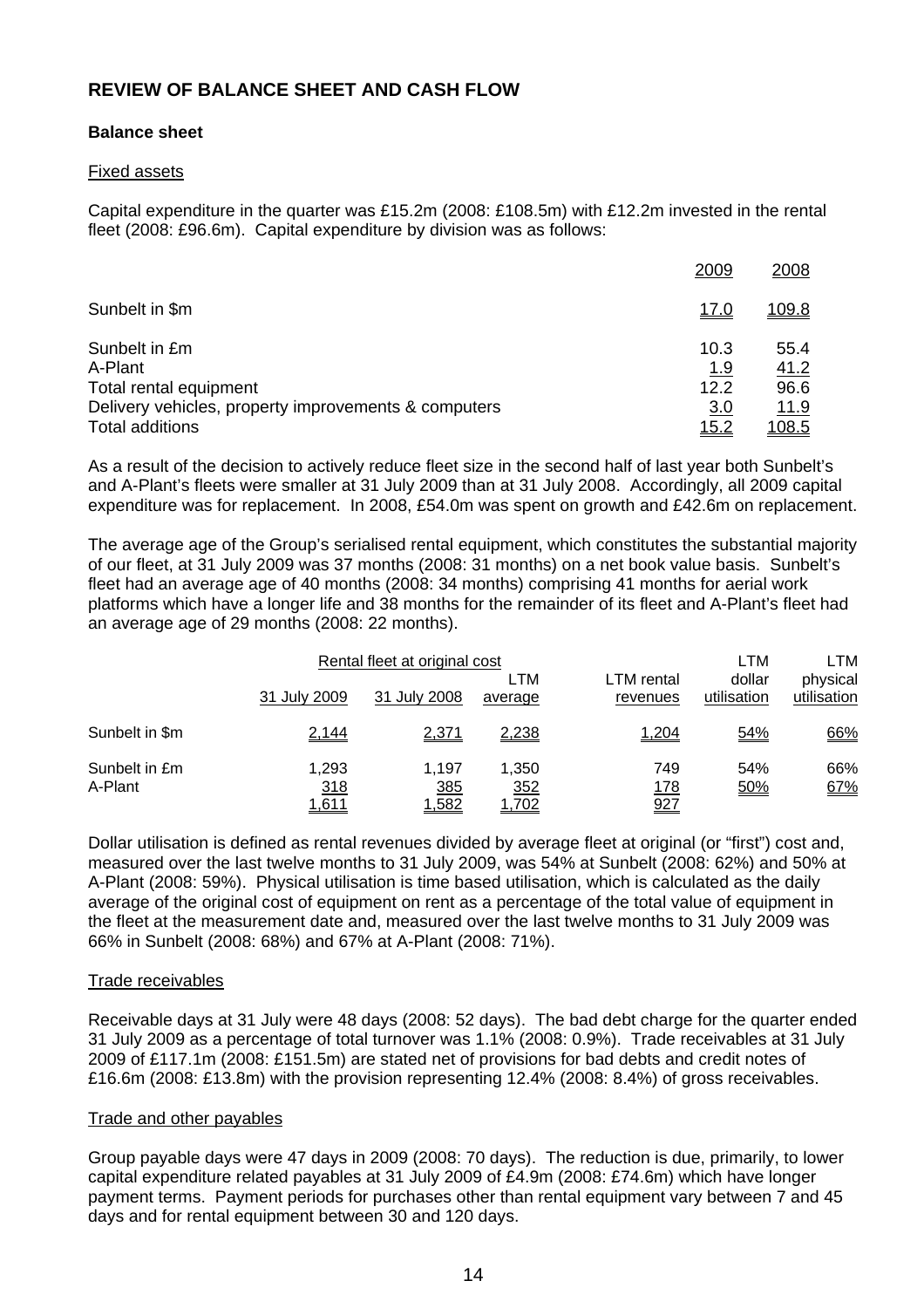# REVIEW OF BALANCE SHEET AND CASH FLOW

### Balance sheet

#### Fixed assets

Capital expenditure in the quarter was £15.2m (2008: £108.5m) with £12.2m invested in the rental fleet (2008: £96.6m). Capital expenditure by division was as follows:

| | 2009 | 2008 |
|---|---|---|
| Sunbelt in $m | 17.0 | 109.8 |
| Sunbelt in £m | 10.3 | 55.4 |
| A-Plant | 1.9 | 41.2 |
| Total rental equipment | 12.2 | 96.6 |
| Delivery vehicles, property improvements & computers | 3.0 | 11.9 |
| Total additions | 15.2 | 108.5 |

As a result of the decision to actively reduce fleet size in the second half of last year both Sunbelt's and A-Plant's fleets were smaller at 31 July 2009 than at 31 July 2008. Accordingly, all 2009 capital expenditure was for replacement. In 2008, £54.0m was spent on growth and £42.6m on replacement.

The average age of the Group's serialised rental equipment, which constitutes the substantial majority of our fleet, at 31 July 2009 was 37 months (2008: 31 months) on a net book value basis. Sunbelt's fleet had an average age of 40 months (2008: 34 months) comprising 41 months for aerial work platforms which have a longer life and 38 months for the remainder of its fleet and A-Plant's fleet had an average age of 29 months (2008: 22 months).

| | Rental fleet at original cost | | | LTM rental revenues | LTM dollar utilisation | LTM physical utilisation |
|---|---|---|---|---|---|---|
| | 31 July 2009 | 31 July 2008 | LTM average | | | |
| Sunbelt in $m | 2,144 | 2,371 | 2,238 | 1,204 | 54% | 66% |
| Sunbelt in £m | 1,293 | 1,197 | 1,350 | 749 | 54% | 66% |
| A-Plant | 318 | 385 | 352 | 178 | 50% | 67% |
| | 1,611 | 1,582 | 1,702 | 927 | | |

Dollar utilisation is defined as rental revenues divided by average fleet at original (or "first") cost and, measured over the last twelve months to 31 July 2009, was 54% at Sunbelt (2008: 62%) and 50% at A-Plant (2008: 59%). Physical utilisation is time based utilisation, which is calculated as the daily average of the original cost of equipment on rent as a percentage of the total value of equipment in the fleet at the measurement date and, measured over the last twelve months to 31 July 2009 was 66% in Sunbelt (2008: 68%) and 67% at A-Plant (2008: 71%).

#### Trade receivables

Receivable days at 31 July were 48 days (2008: 52 days). The bad debt charge for the quarter ended 31 July 2009 as a percentage of total turnover was 1.1% (2008: 0.9%). Trade receivables at 31 July 2009 of £117.1m (2008: £151.5m) are stated net of provisions for bad debts and credit notes of £16.6m (2008: £13.8m) with the provision representing 12.4% (2008: 8.4%) of gross receivables.

#### Trade and other payables

Group payable days were 47 days in 2009 (2008: 70 days). The reduction is due, primarily, to lower capital expenditure related payables at 31 July 2009 of £4.9m (2008: £74.6m) which have longer payment terms. Payment periods for purchases other than rental equipment vary between 7 and 45 days and for rental equipment between 30 and 120 days.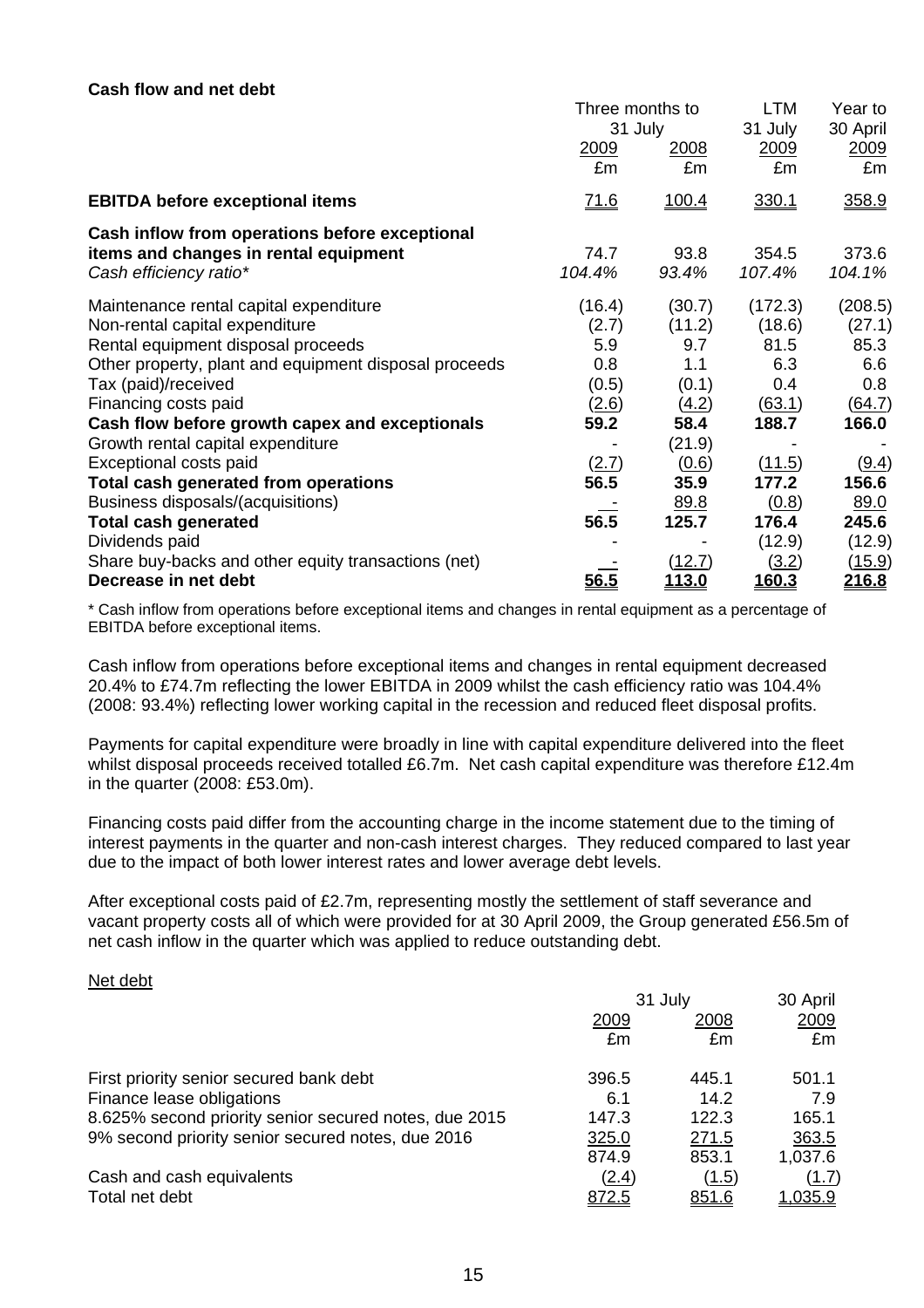**Cash flow and net debt**

| | Three months to 31 July | | LTM 31 July | Year to 30 April |
|---|---|---|---|---|
| | 2009 | 2008 | 2009 | 2009 |
| | £m | £m | £m | £m |
| **EBITDA before exceptional items** | 71.6 | 100.4 | 330.1 | 358.9 |
| **Cash inflow from operations before exceptional items and changes in rental equipment** | 74.7 | 93.8 | 354.5 | 373.6 |
| *Cash efficiency ratio** | *104.4%* | *93.4%* | *107.4%* | *104.1%* |
| Maintenance rental capital expenditure | (16.4) | (30.7) | (172.3) | (208.5) |
| Non-rental capital expenditure | (2.7) | (11.2) | (18.6) | (27.1) |
| Rental equipment disposal proceeds | 5.9 | 9.7 | 81.5 | 85.3 |
| Other property, plant and equipment disposal proceeds | 0.8 | 1.1 | 6.3 | 6.6 |
| Tax (paid)/received | (0.5) | (0.1) | 0.4 | 0.8 |
| Financing costs paid | (2.6) | (4.2) | (63.1) | (64.7) |
| **Cash flow before growth capex and exceptionals** | **59.2** | **58.4** | **188.7** | **166.0** |
| Growth rental capital expenditure | - | (21.9) | - | - |
| Exceptional costs paid | (2.7) | (0.6) | (11.5) | (9.4) |
| **Total cash generated from operations** | **56.5** | **35.9** | **177.2** | **156.6** |
| Business disposals/(acquisitions) | - | 89.8 | (0.8) | 89.0 |
| **Total cash generated** | **56.5** | **125.7** | **176.4** | **245.6** |
| Dividends paid | - | - | (12.9) | (12.9) |
| Share buy-backs and other equity transactions (net) | - | (12.7) | (3.2) | (15.9) |
| **Decrease in net debt** | **56.5** | **113.0** | **160.3** | **216.8** |

* Cash inflow from operations before exceptional items and changes in rental equipment as a percentage of EBITDA before exceptional items.

Cash inflow from operations before exceptional items and changes in rental equipment decreased 20.4% to £74.7m reflecting the lower EBITDA in 2009 whilst the cash efficiency ratio was 104.4% (2008: 93.4%) reflecting lower working capital in the recession and reduced fleet disposal profits.

Payments for capital expenditure were broadly in line with capital expenditure delivered into the fleet whilst disposal proceeds received totalled £6.7m. Net cash capital expenditure was therefore £12.4m in the quarter (2008: £53.0m).

Financing costs paid differ from the accounting charge in the income statement due to the timing of interest payments in the quarter and non-cash interest charges. They reduced compared to last year due to the impact of both lower interest rates and lower average debt levels.

After exceptional costs paid of £2.7m, representing mostly the settlement of staff severance and vacant property costs all of which were provided for at 30 April 2009, the Group generated £56.5m of net cash inflow in the quarter which was applied to reduce outstanding debt.

Net debt

| | 31 July | | 30 April |
|---|---|---|---|
| | 2009 | 2008 | 2009 |
| | £m | £m | £m |
| First priority senior secured bank debt | 396.5 | 445.1 | 501.1 |
| Finance lease obligations | 6.1 | 14.2 | 7.9 |
| 8.625% second priority senior secured notes, due 2015 | 147.3 | 122.3 | 165.1 |
| 9% second priority senior secured notes, due 2016 | 325.0 | 271.5 | 363.5 |
| | 874.9 | 853.1 | 1,037.6 |
| Cash and cash equivalents | (2.4) | (1.5) | (1.7) |
| Total net debt | 872.5 | 851.6 | 1,035.9 |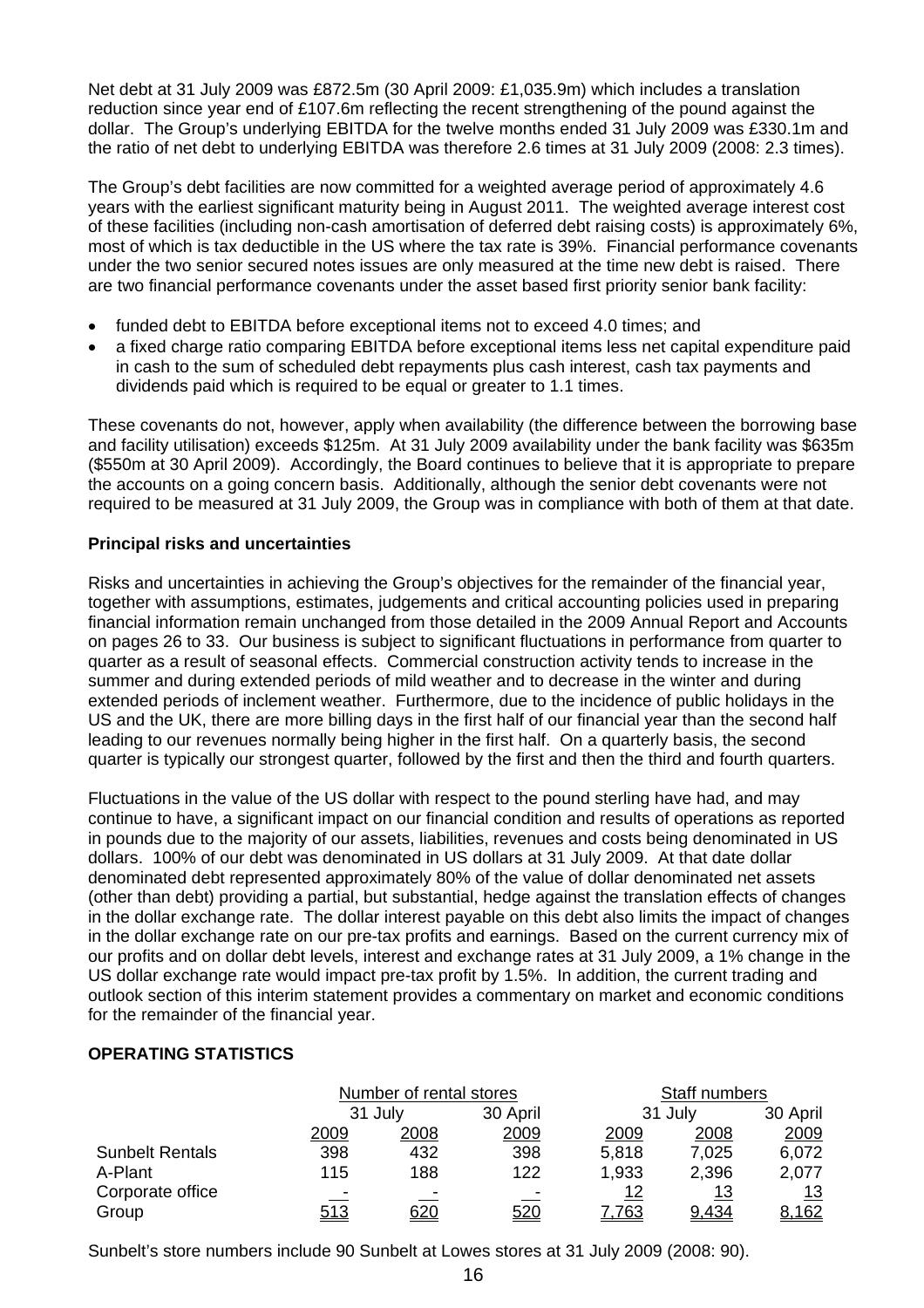Net debt at 31 July 2009 was £872.5m (30 April 2009: £1,035.9m) which includes a translation reduction since year end of £107.6m reflecting the recent strengthening of the pound against the dollar. The Group's underlying EBITDA for the twelve months ended 31 July 2009 was £330.1m and the ratio of net debt to underlying EBITDA was therefore 2.6 times at 31 July 2009 (2008: 2.3 times).

The Group's debt facilities are now committed for a weighted average period of approximately 4.6 years with the earliest significant maturity being in August 2011. The weighted average interest cost of these facilities (including non-cash amortisation of deferred debt raising costs) is approximately 6%, most of which is tax deductible in the US where the tax rate is 39%. Financial performance covenants under the two senior secured notes issues are only measured at the time new debt is raised. There are two financial performance covenants under the asset based first priority senior bank facility:

- funded debt to EBITDA before exceptional items not to exceed 4.0 times; and
- a fixed charge ratio comparing EBITDA before exceptional items less net capital expenditure paid in cash to the sum of scheduled debt repayments plus cash interest, cash tax payments and dividends paid which is required to be equal or greater to 1.1 times.

These covenants do not, however, apply when availability (the difference between the borrowing base and facility utilisation) exceeds $125m. At 31 July 2009 availability under the bank facility was $635m ($550m at 30 April 2009). Accordingly, the Board continues to believe that it is appropriate to prepare the accounts on a going concern basis. Additionally, although the senior debt covenants were not required to be measured at 31 July 2009, the Group was in compliance with both of them at that date.

**Principal risks and uncertainties**

Risks and uncertainties in achieving the Group's objectives for the remainder of the financial year, together with assumptions, estimates, judgements and critical accounting policies used in preparing financial information remain unchanged from those detailed in the 2009 Annual Report and Accounts on pages 26 to 33. Our business is subject to significant fluctuations in performance from quarter to quarter as a result of seasonal effects. Commercial construction activity tends to increase in the summer and during extended periods of mild weather and to decrease in the winter and during extended periods of inclement weather. Furthermore, due to the incidence of public holidays in the US and the UK, there are more billing days in the first half of our financial year than the second half leading to our revenues normally being higher in the first half. On a quarterly basis, the second quarter is typically our strongest quarter, followed by the first and then the third and fourth quarters.

Fluctuations in the value of the US dollar with respect to the pound sterling have had, and may continue to have, a significant impact on our financial condition and results of operations as reported in pounds due to the majority of our assets, liabilities, revenues and costs being denominated in US dollars. 100% of our debt was denominated in US dollars at 31 July 2009. At that date dollar denominated debt represented approximately 80% of the value of dollar denominated net assets (other than debt) providing a partial, but substantial, hedge against the translation effects of changes in the dollar exchange rate. The dollar interest payable on this debt also limits the impact of changes in the dollar exchange rate on our pre-tax profits and earnings. Based on the current currency mix of our profits and on dollar debt levels, interest and exchange rates at 31 July 2009, a 1% change in the US dollar exchange rate would impact pre-tax profit by 1.5%. In addition, the current trading and outlook section of this interim statement provides a commentary on market and economic conditions for the remainder of the financial year.

**OPERATING STATISTICS**

| | Number of rental stores | | | Staff numbers | | |
|---|---|---|---|---|---|---|
| | 31 July | | 30 April | 31 July | | 30 April |
| | 2009 | 2008 | 2009 | 2009 | 2008 | 2009 |
| Sunbelt Rentals | 398 | 432 | 398 | 5,818 | 7,025 | 6,072 |
| A-Plant | 115 | 188 | 122 | 1,933 | 2,396 | 2,077 |
| Corporate office | - | - | - | 12 | 13 | 13 |
| Group | 513 | 620 | 520 | 7,763 | 9,434 | 8,162 |

Sunbelt's store numbers include 90 Sunbelt at Lowes stores at 31 July 2009 (2008: 90).